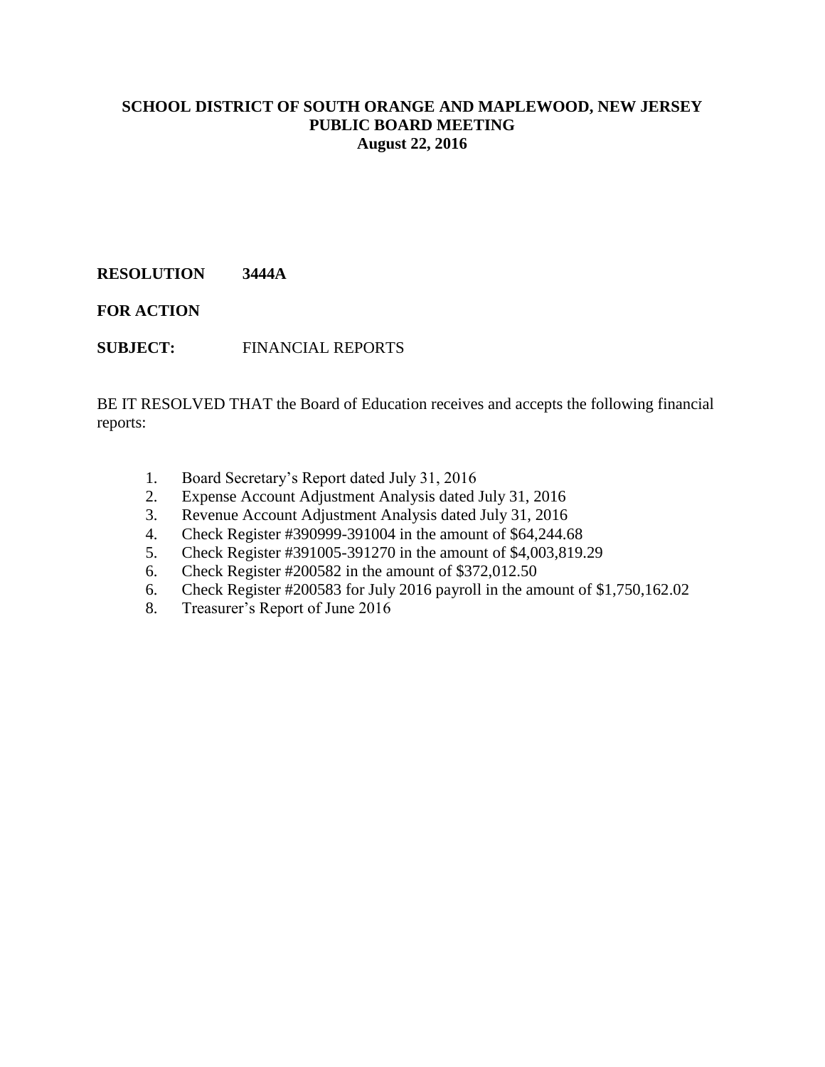**SCHOOL DISTRICT OF SOUTH ORANGE AND MAPLEWOOD, NEW JERSEY**
**PUBLIC BOARD MEETING**
**August 22, 2016**

**RESOLUTION 3444A**

**FOR ACTION**

**SUBJECT:** FINANCIAL REPORTS

BE IT RESOLVED THAT the Board of Education receives and accepts the following financial reports:

1. Board Secretary's Report dated July 31, 2016
2. Expense Account Adjustment Analysis dated July 31, 2016
3. Revenue Account Adjustment Analysis dated July 31, 2016
4. Check Register #390999-391004 in the amount of $64,244.68
5. Check Register #391005-391270 in the amount of $4,003,819.29
6. Check Register #200582 in the amount of $372,012.50
6. Check Register #200583 for July 2016 payroll in the amount of $1,750,162.02
8. Treasurer's Report of June 2016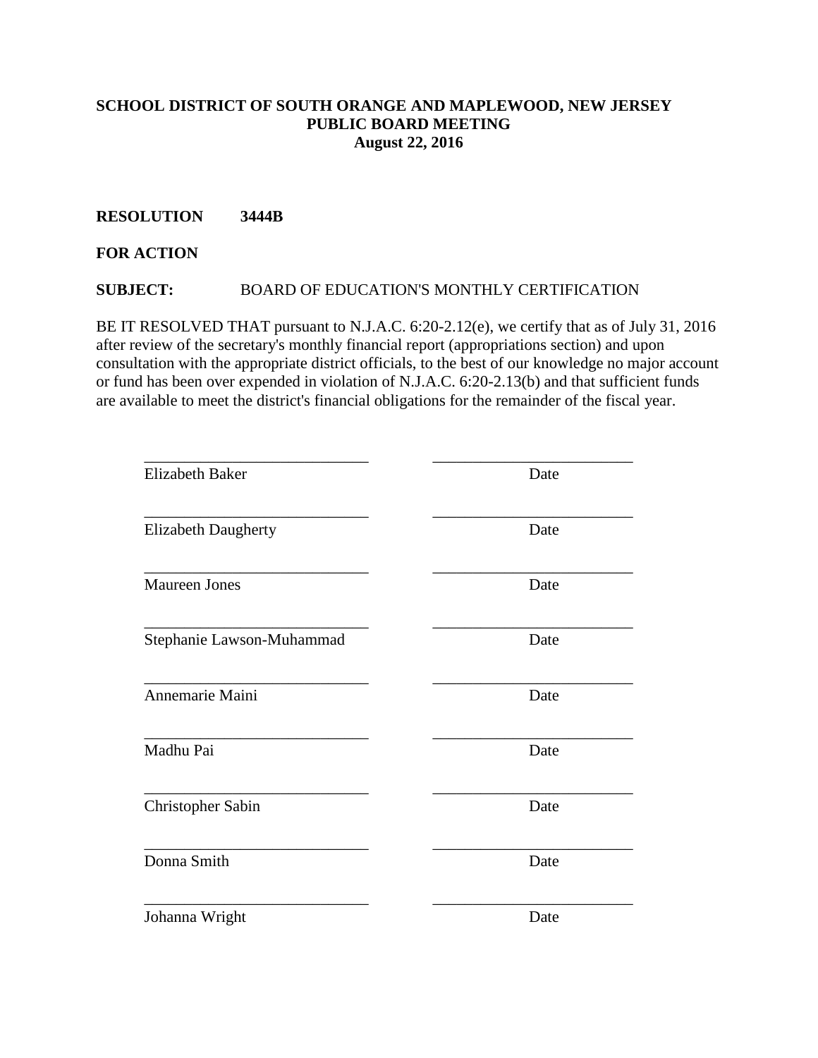**SCHOOL DISTRICT OF SOUTH ORANGE AND MAPLEWOOD, NEW JERSEY**
**PUBLIC BOARD MEETING**
**August 22, 2016**

**RESOLUTION 3444B**

**FOR ACTION**

**SUBJECT:** BOARD OF EDUCATION'S MONTHLY CERTIFICATION

BE IT RESOLVED THAT pursuant to N.J.A.C. 6:20-2.12(e), we certify that as of July 31, 2016 after review of the secretary's monthly financial report (appropriations section) and upon consultation with the appropriate district officials, to the best of our knowledge no major account or fund has been over expended in violation of N.J.A.C. 6:20-2.13(b) and that sufficient funds are available to meet the district's financial obligations for the remainder of the fiscal year.

| | |
|---|---|
| ____________________________ | ________________________ |
| Elizabeth Baker | Date |
| ____________________________ | ________________________ |
| Elizabeth Daugherty | Date |
| ____________________________ | ________________________ |
| Maureen Jones | Date |
| ____________________________ | ________________________ |
| Stephanie Lawson-Muhammad | Date |
| ____________________________ | ________________________ |
| Annemarie Maini | Date |
| ____________________________ | ________________________ |
| Madhu Pai | Date |
| ____________________________ | ________________________ |
| Christopher Sabin | Date |
| ____________________________ | ________________________ |
| Donna Smith | Date |
| ____________________________ | ________________________ |
| Johanna Wright | Date |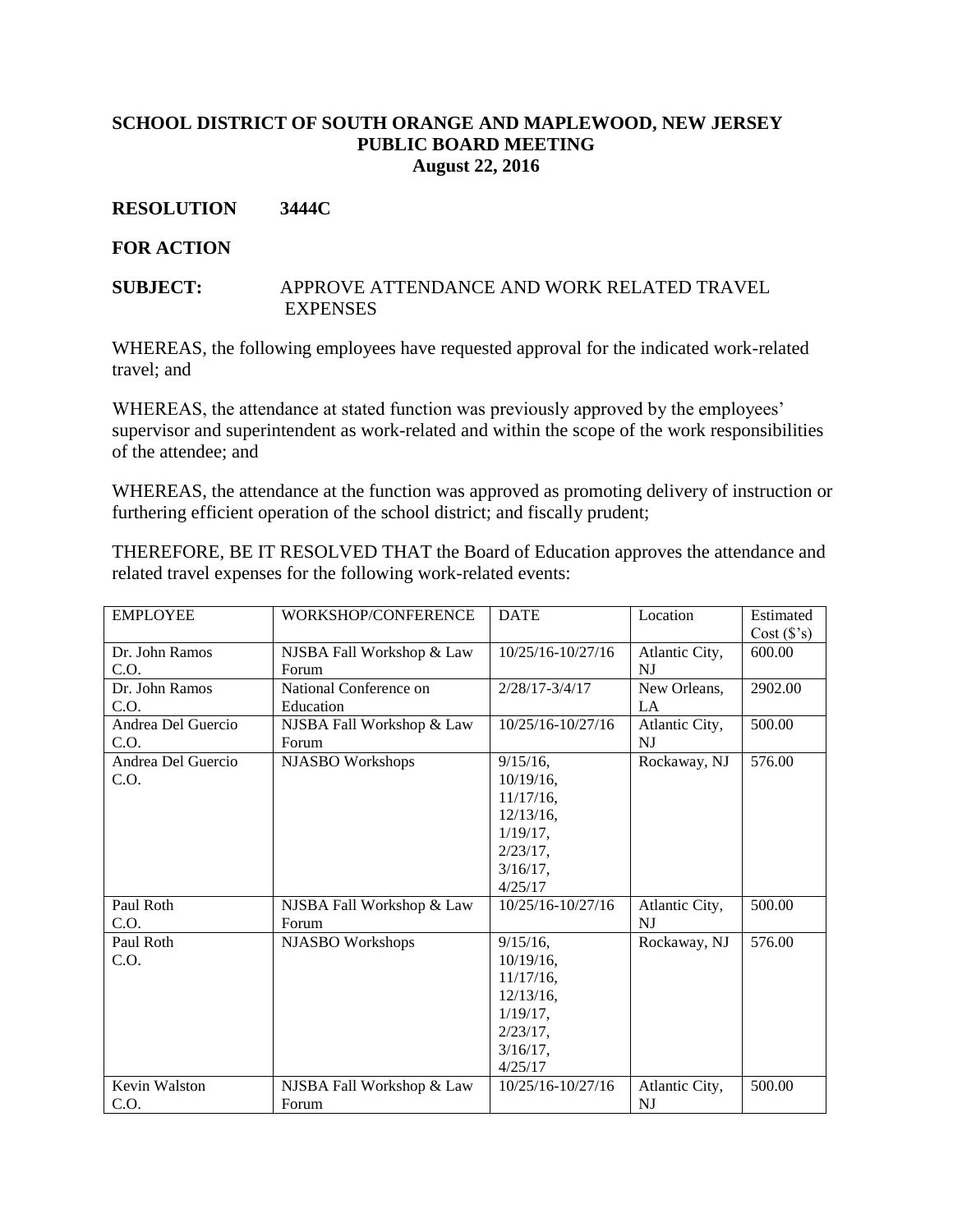**SCHOOL DISTRICT OF SOUTH ORANGE AND MAPLEWOOD, NEW JERSEY**
**PUBLIC BOARD MEETING**
**August 22, 2016**

**RESOLUTION 3444C**

**FOR ACTION**

**SUBJECT:** APPROVE ATTENDANCE AND WORK RELATED TRAVEL EXPENSES

WHEREAS, the following employees have requested approval for the indicated work-related travel; and

WHEREAS, the attendance at stated function was previously approved by the employees' supervisor and superintendent as work-related and within the scope of the work responsibilities of the attendee; and

WHEREAS, the attendance at the function was approved as promoting delivery of instruction or furthering efficient operation of the school district; and fiscally prudent;

THEREFORE, BE IT RESOLVED THAT the Board of Education approves the attendance and related travel expenses for the following work-related events:

| EMPLOYEE | WORKSHOP/CONFERENCE | DATE | Location | Estimated Cost ($'s) |
|---|---|---|---|---|
| Dr. John Ramos C.O. | NJSBA Fall Workshop & Law Forum | 10/25/16-10/27/16 | Atlantic City, NJ | 600.00 |
| Dr. John Ramos C.O. | National Conference on Education | 2/28/17-3/4/17 | New Orleans, LA | 2902.00 |
| Andrea Del Guercio C.O. | NJSBA Fall Workshop & Law Forum | 10/25/16-10/27/16 | Atlantic City, NJ | 500.00 |
| Andrea Del Guercio C.O. | NJASBO Workshops | 9/15/16, 10/19/16, 11/17/16, 12/13/16, 1/19/17, 2/23/17, 3/16/17, 4/25/17 | Rockaway, NJ | 576.00 |
| Paul Roth C.O. | NJSBA Fall Workshop & Law Forum | 10/25/16-10/27/16 | Atlantic City, NJ | 500.00 |
| Paul Roth C.O. | NJASBO Workshops | 9/15/16, 10/19/16, 11/17/16, 12/13/16, 1/19/17, 2/23/17, 3/16/17, 4/25/17 | Rockaway, NJ | 576.00 |
| Kevin Walston C.O. | NJSBA Fall Workshop & Law Forum | 10/25/16-10/27/16 | Atlantic City, NJ | 500.00 |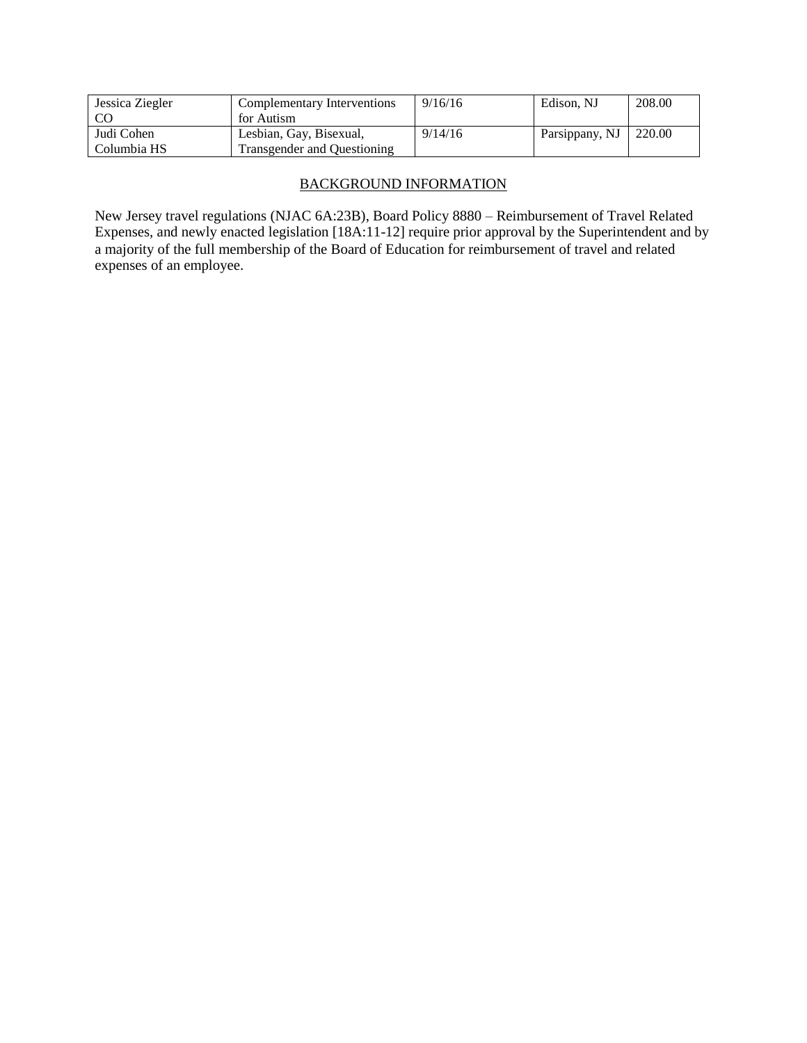| | | | | |
|---|---|---|---|---|
| Jessica Ziegler CO | Complementary Interventions for Autism | 9/16/16 | Edison, NJ | 208.00 |
| Judi Cohen Columbia HS | Lesbian, Gay, Bisexual, Transgender and Questioning | 9/14/16 | Parsippany, NJ | 220.00 |

## BACKGROUND INFORMATION

New Jersey travel regulations (NJAC 6A:23B), Board Policy 8880 – Reimbursement of Travel Related Expenses, and newly enacted legislation [18A:11-12] require prior approval by the Superintendent and by a majority of the full membership of the Board of Education for reimbursement of travel and related expenses of an employee.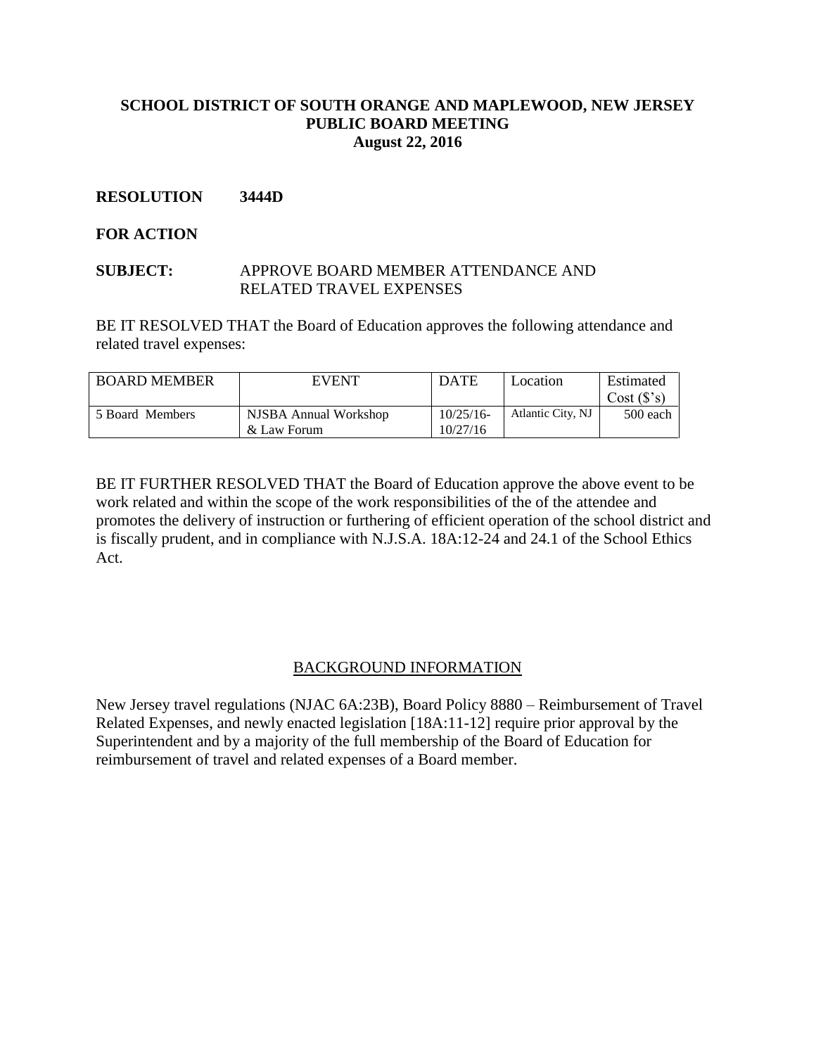**SCHOOL DISTRICT OF SOUTH ORANGE AND MAPLEWOOD, NEW JERSEY**
**PUBLIC BOARD MEETING**
**August 22, 2016**

**RESOLUTION 3444D**

**FOR ACTION**

**SUBJECT:** APPROVE BOARD MEMBER ATTENDANCE AND RELATED TRAVEL EXPENSES

BE IT RESOLVED THAT the Board of Education approves the following attendance and related travel expenses:

| BOARD MEMBER | EVENT | DATE | Location | Estimated Cost ($'s) |
|---|---|---|---|---|
| 5 Board Members | NJSBA Annual Workshop & Law Forum | 10/25/16-10/27/16 | Atlantic City, NJ | 500 each |

BE IT FURTHER RESOLVED THAT the Board of Education approve the above event to be work related and within the scope of the work responsibilities of the of the attendee and promotes the delivery of instruction or furthering of efficient operation of the school district and is fiscally prudent, and in compliance with N.J.S.A. 18A:12-24 and 24.1 of the School Ethics Act.

BACKGROUND INFORMATION

New Jersey travel regulations (NJAC 6A:23B), Board Policy 8880 – Reimbursement of Travel Related Expenses, and newly enacted legislation [18A:11-12] require prior approval by the Superintendent and by a majority of the full membership of the Board of Education for reimbursement of travel and related expenses of a Board member.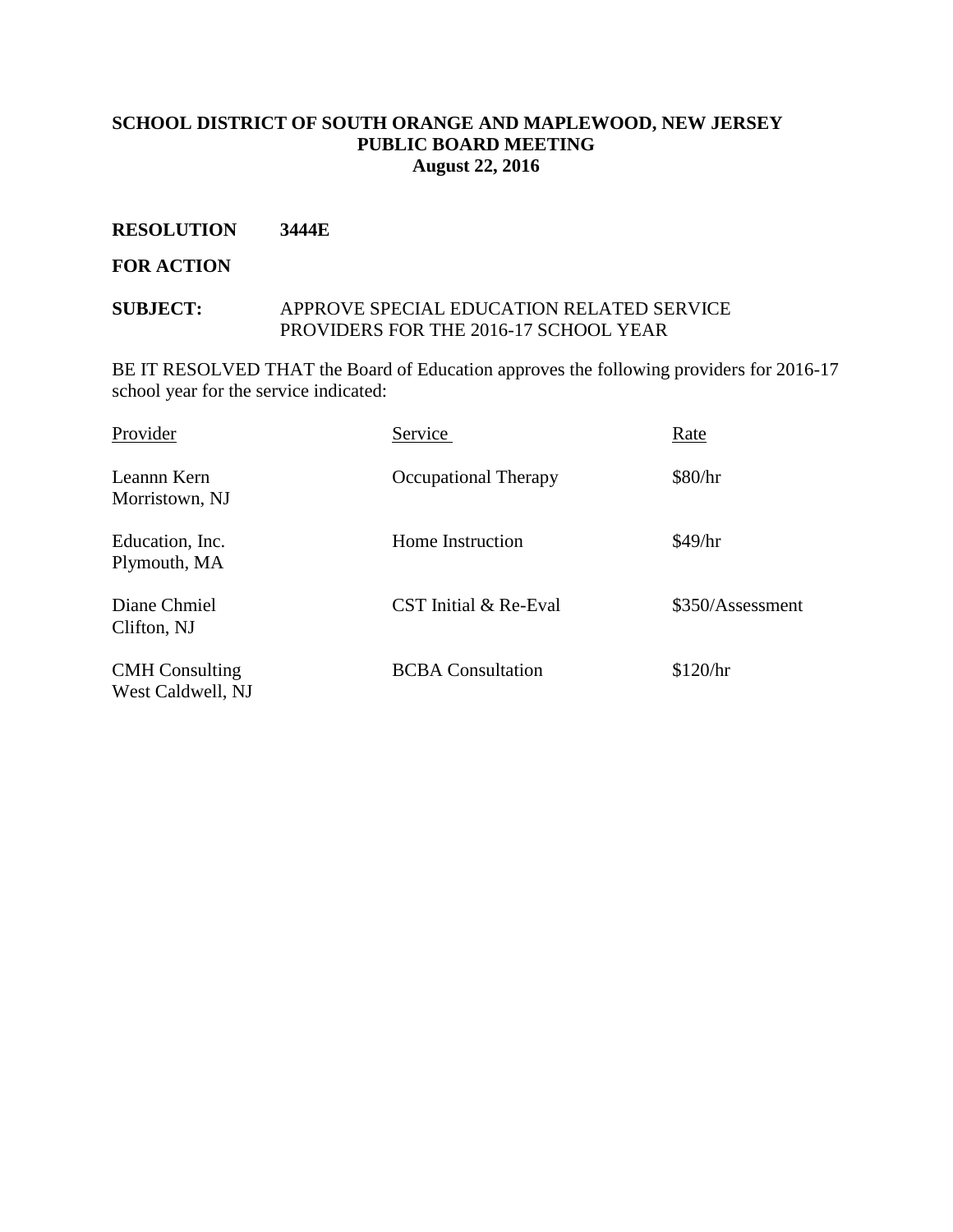**SCHOOL DISTRICT OF SOUTH ORANGE AND MAPLEWOOD, NEW JERSEY**
**PUBLIC BOARD MEETING**
**August 22, 2016**

**RESOLUTION 3444E**

**FOR ACTION**

**SUBJECT:** APPROVE SPECIAL EDUCATION RELATED SERVICE PROVIDERS FOR THE 2016-17 SCHOOL YEAR

BE IT RESOLVED THAT the Board of Education approves the following providers for 2016-17 school year for the service indicated:

| Provider | Service | Rate |
|---|---|---|
| Leannn Kern<br>Morristown, NJ | Occupational Therapy | $80/hr |
| Education, Inc.<br>Plymouth, MA | Home Instruction | $49/hr |
| Diane Chmiel<br>Clifton, NJ | CST Initial & Re-Eval | $350/Assessment |
| CMH Consulting<br>West Caldwell, NJ | BCBA Consultation | $120/hr |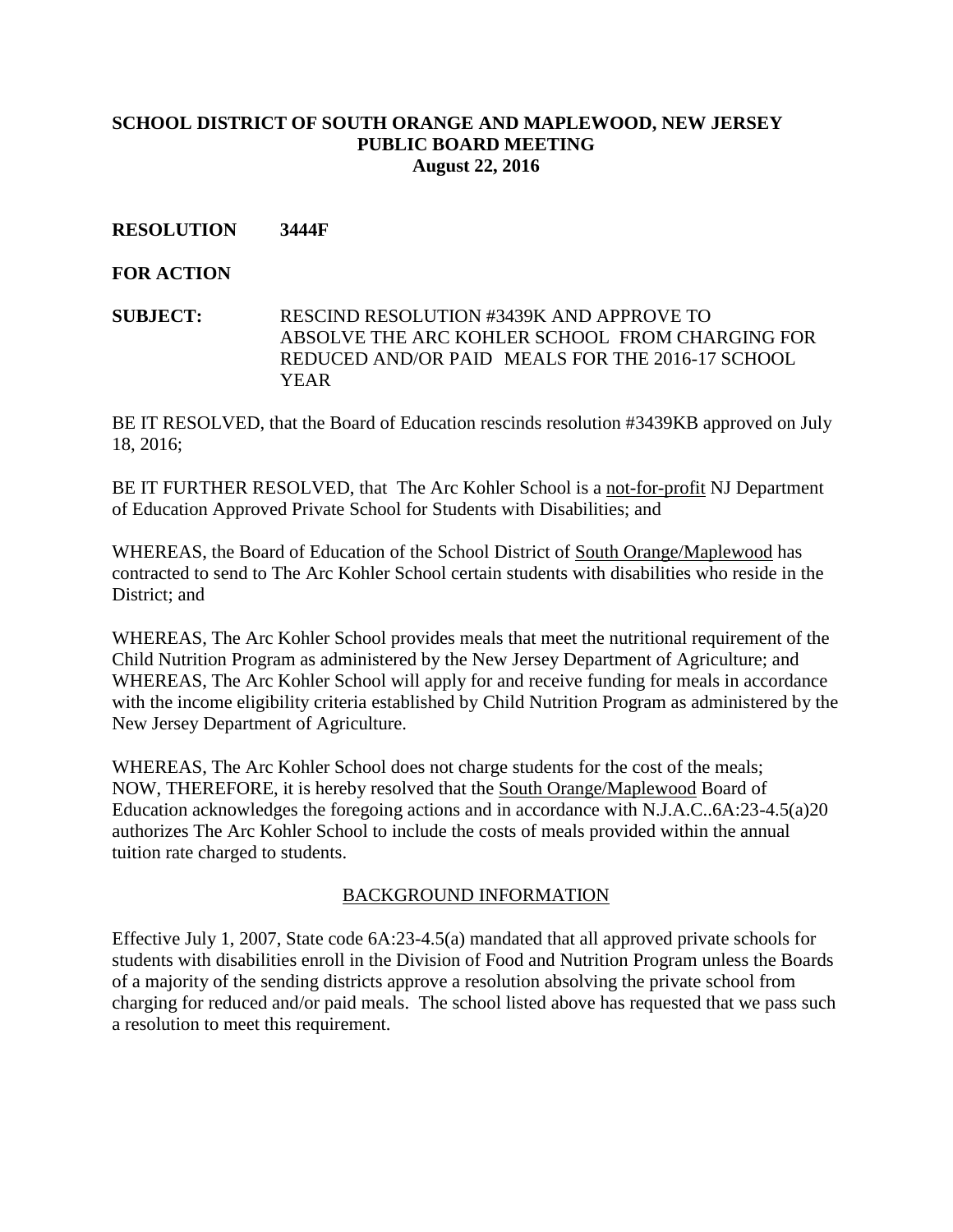**SCHOOL DISTRICT OF SOUTH ORANGE AND MAPLEWOOD, NEW JERSEY**
**PUBLIC BOARD MEETING**
**August 22, 2016**

**RESOLUTION 3444F**

**FOR ACTION**

**SUBJECT:** RESCIND RESOLUTION #3439K AND APPROVE TO ABSOLVE THE ARC KOHLER SCHOOL FROM CHARGING FOR REDUCED AND/OR PAID MEALS FOR THE 2016-17 SCHOOL YEAR

BE IT RESOLVED, that the Board of Education rescinds resolution #3439KB approved on July 18, 2016;

BE IT FURTHER RESOLVED, that The Arc Kohler School is a not-for-profit NJ Department of Education Approved Private School for Students with Disabilities; and

WHEREAS, the Board of Education of the School District of South Orange/Maplewood has contracted to send to The Arc Kohler School certain students with disabilities who reside in the District; and

WHEREAS, The Arc Kohler School provides meals that meet the nutritional requirement of the Child Nutrition Program as administered by the New Jersey Department of Agriculture; and WHEREAS, The Arc Kohler School will apply for and receive funding for meals in accordance with the income eligibility criteria established by Child Nutrition Program as administered by the New Jersey Department of Agriculture.

WHEREAS, The Arc Kohler School does not charge students for the cost of the meals; NOW, THEREFORE, it is hereby resolved that the South Orange/Maplewood Board of Education acknowledges the foregoing actions and in accordance with N.J.A.C..6A:23-4.5(a)20 authorizes The Arc Kohler School to include the costs of meals provided within the annual tuition rate charged to students.

## BACKGROUND INFORMATION

Effective July 1, 2007, State code 6A:23-4.5(a) mandated that all approved private schools for students with disabilities enroll in the Division of Food and Nutrition Program unless the Boards of a majority of the sending districts approve a resolution absolving the private school from charging for reduced and/or paid meals. The school listed above has requested that we pass such a resolution to meet this requirement.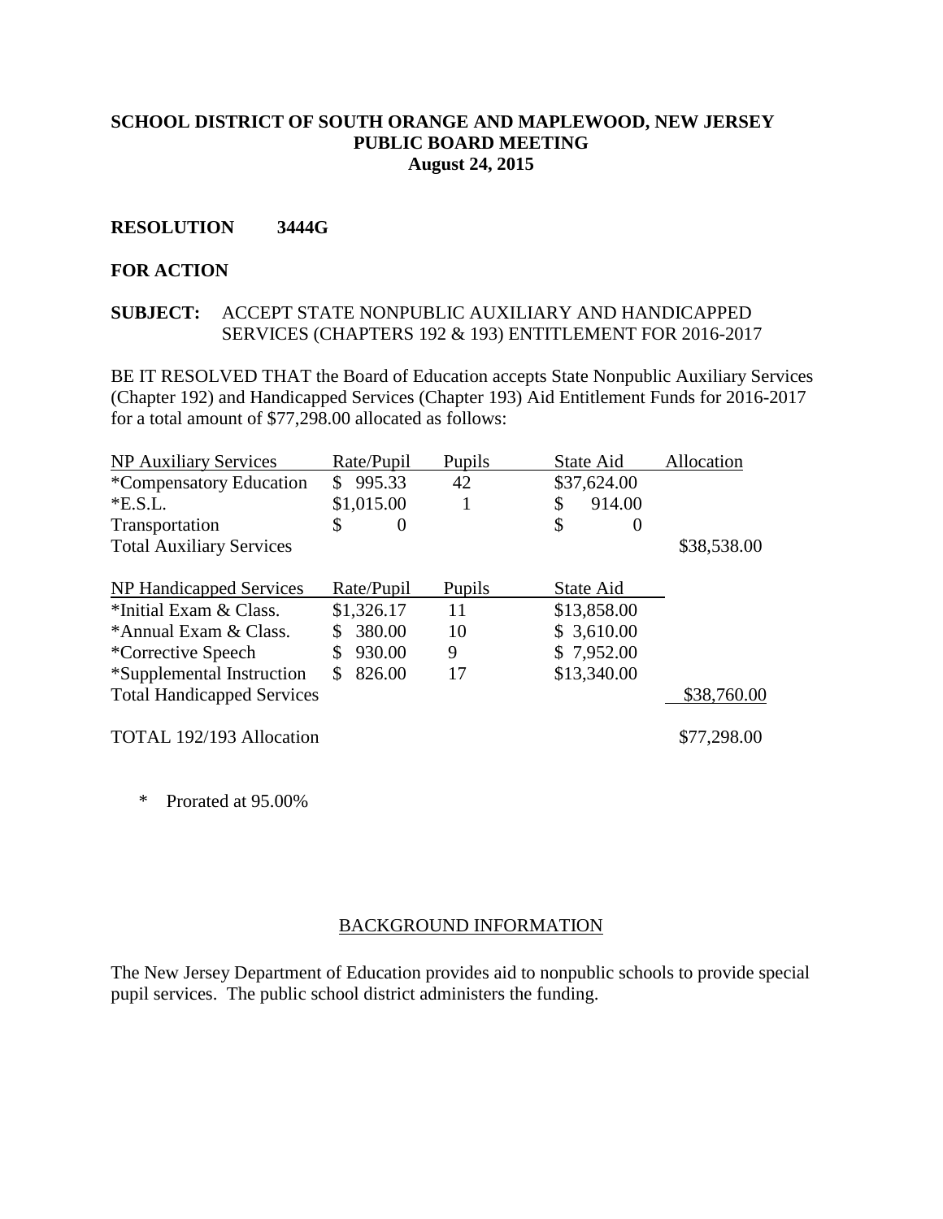**SCHOOL DISTRICT OF SOUTH ORANGE AND MAPLEWOOD, NEW JERSEY**
**PUBLIC BOARD MEETING**
**August 24, 2015**

**RESOLUTION 3444G**

**FOR ACTION**

**SUBJECT:** ACCEPT STATE NONPUBLIC AUXILIARY AND HANDICAPPED SERVICES (CHAPTERS 192 & 193) ENTITLEMENT FOR 2016-2017

BE IT RESOLVED THAT the Board of Education accepts State Nonpublic Auxiliary Services (Chapter 192) and Handicapped Services (Chapter 193) Aid Entitlement Funds for 2016-2017 for a total amount of $77,298.00 allocated as follows:

| NP Auxiliary Services | Rate/Pupil | Pupils | State Aid | Allocation |
|---|---|---|---|---|
| *Compensatory Education | $ 995.33 | 42 | $37,624.00 | |
| *E.S.L. | $1,015.00 | 1 | $ 914.00 | |
| Transportation | $ 0 | | $ 0 | |
| Total Auxiliary Services | | | | $38,538.00 |
| | | | | |
| NP Handicapped Services | Rate/Pupil | Pupils | State Aid | |
| *Initial Exam & Class. | $1,326.17 | 11 | $13,858.00 | |
| *Annual Exam & Class. | $ 380.00 | 10 | $ 3,610.00 | |
| *Corrective Speech | $ 930.00 | 9 | $ 7,952.00 | |
| *Supplemental Instruction | $ 826.00 | 17 | $13,340.00 | |
| Total Handicapped Services | | | | $38,760.00 |
| | | | | |
| TOTAL 192/193 Allocation | | | | $77,298.00 |

\* Prorated at 95.00%

BACKGROUND INFORMATION

The New Jersey Department of Education provides aid to nonpublic schools to provide special pupil services. The public school district administers the funding.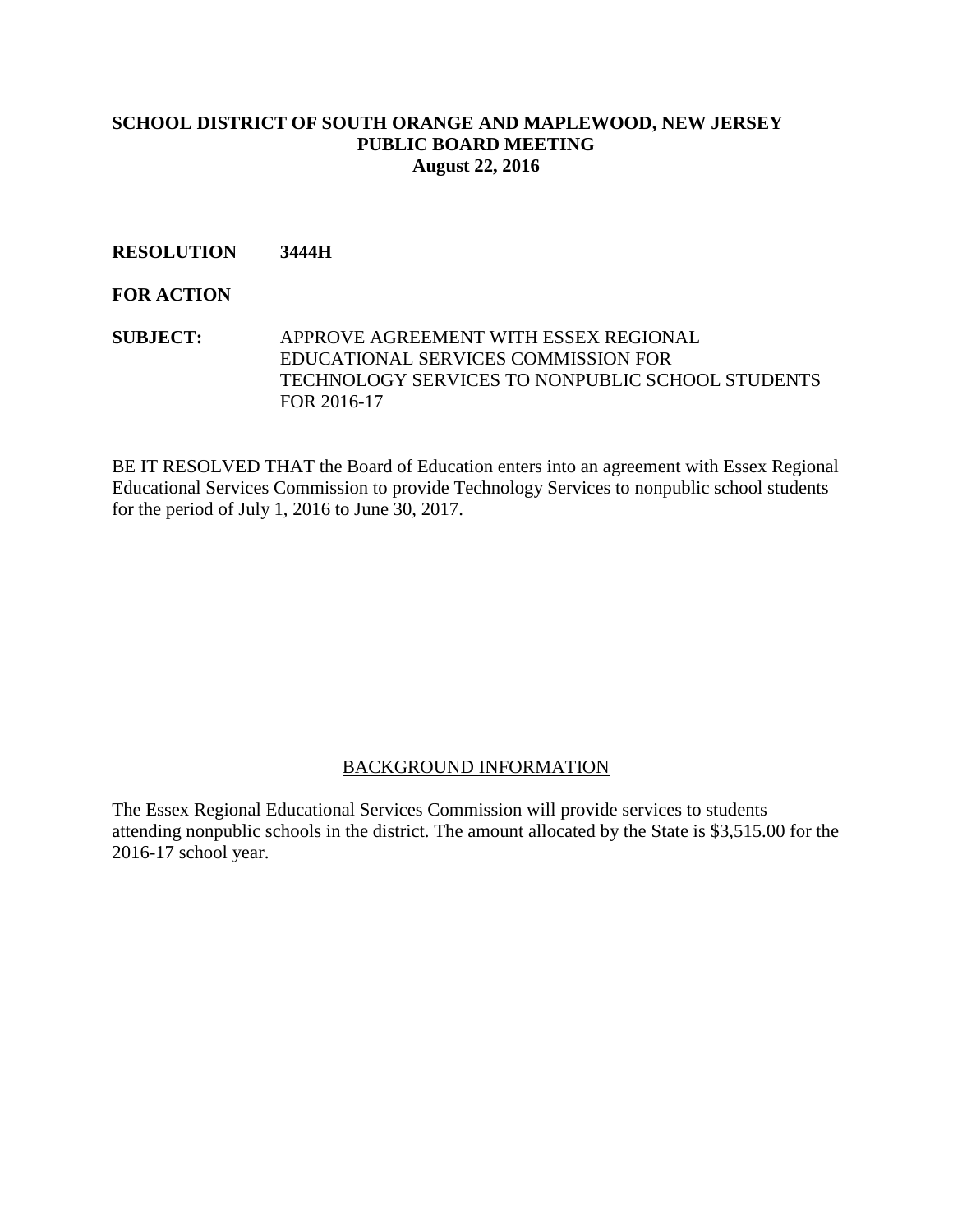**SCHOOL DISTRICT OF SOUTH ORANGE AND MAPLEWOOD, NEW JERSEY**
**PUBLIC BOARD MEETING**
**August 22, 2016**

**RESOLUTION 3444H**

**FOR ACTION**

**SUBJECT:** APPROVE AGREEMENT WITH ESSEX REGIONAL EDUCATIONAL SERVICES COMMISSION FOR TECHNOLOGY SERVICES TO NONPUBLIC SCHOOL STUDENTS FOR 2016-17

BE IT RESOLVED THAT the Board of Education enters into an agreement with Essex Regional Educational Services Commission to provide Technology Services to nonpublic school students for the period of July 1, 2016 to June 30, 2017.

BACKGROUND INFORMATION

The Essex Regional Educational Services Commission will provide services to students attending nonpublic schools in the district. The amount allocated by the State is $3,515.00 for the 2016-17 school year.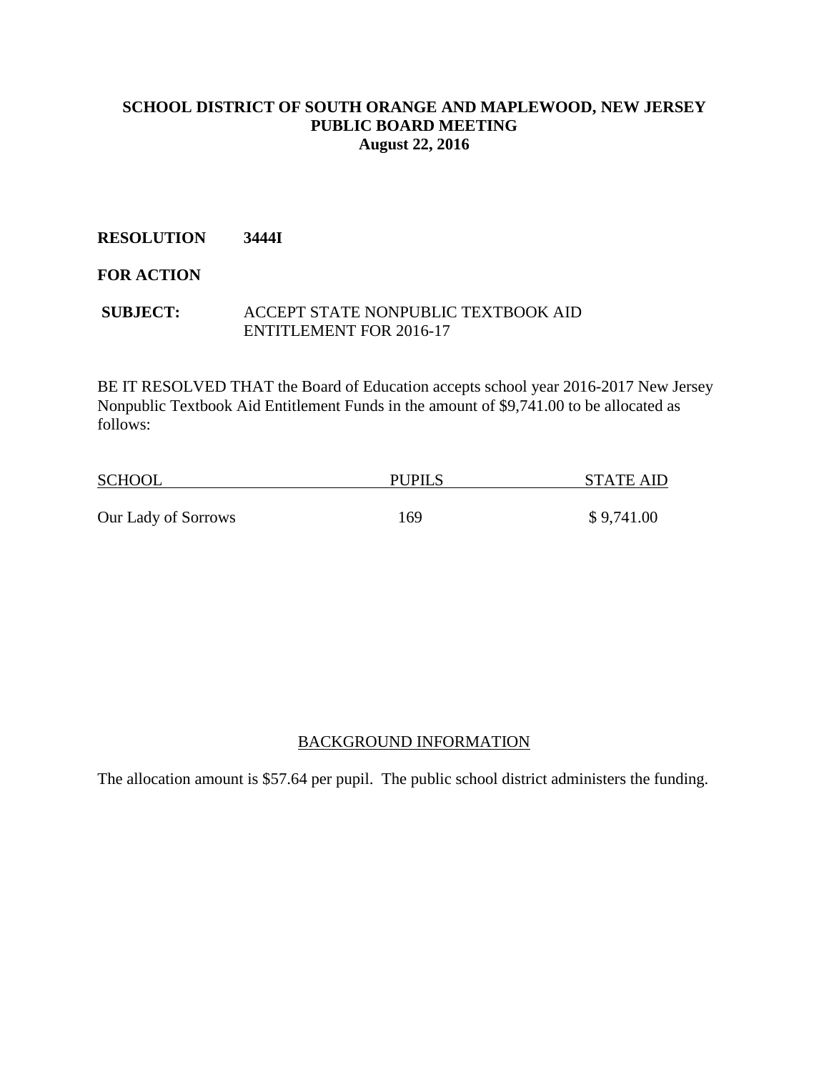**SCHOOL DISTRICT OF SOUTH ORANGE AND MAPLEWOOD, NEW JERSEY**
**PUBLIC BOARD MEETING**
**August 22, 2016**

**RESOLUTION 3444I**

**FOR ACTION**

**SUBJECT:** ACCEPT STATE NONPUBLIC TEXTBOOK AID ENTITLEMENT FOR 2016-17

BE IT RESOLVED THAT the Board of Education accepts school year 2016-2017 New Jersey Nonpublic Textbook Aid Entitlement Funds in the amount of $9,741.00 to be allocated as follows:

| SCHOOL | PUPILS | STATE AID |
|---|---|---|
| Our Lady of Sorrows | 169 | $ 9,741.00 |

BACKGROUND INFORMATION

The allocation amount is $57.64 per pupil. The public school district administers the funding.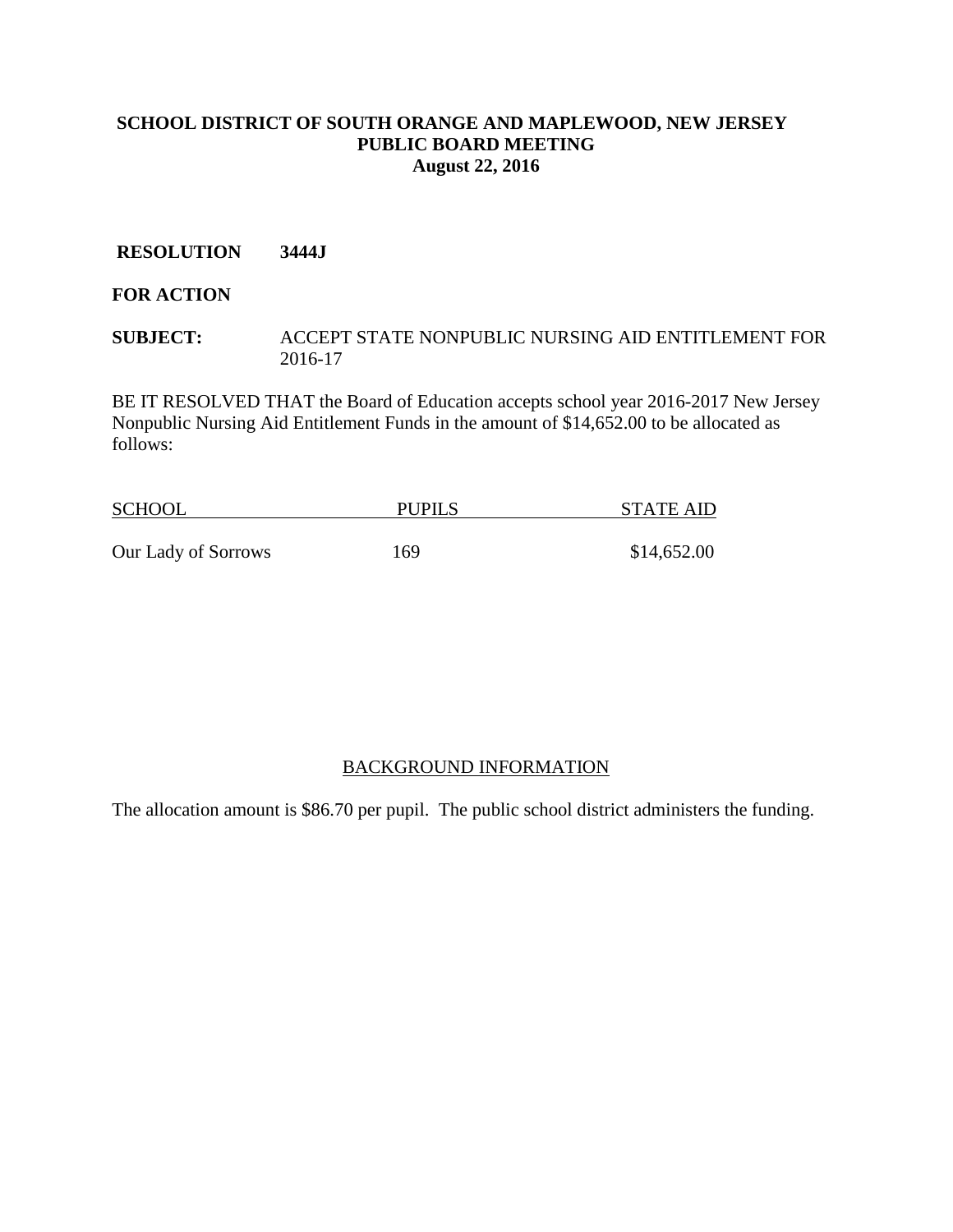**SCHOOL DISTRICT OF SOUTH ORANGE AND MAPLEWOOD, NEW JERSEY**
**PUBLIC BOARD MEETING**
**August 22, 2016**

**RESOLUTION 3444J**

**FOR ACTION**

**SUBJECT:** ACCEPT STATE NONPUBLIC NURSING AID ENTITLEMENT FOR 2016-17

BE IT RESOLVED THAT the Board of Education accepts school year 2016-2017 New Jersey Nonpublic Nursing Aid Entitlement Funds in the amount of $14,652.00 to be allocated as follows:

| SCHOOL | PUPILS | STATE AID |
|---|---|---|
| Our Lady of Sorrows | 169 | $14,652.00 |

BACKGROUND INFORMATION

The allocation amount is $86.70 per pupil. The public school district administers the funding.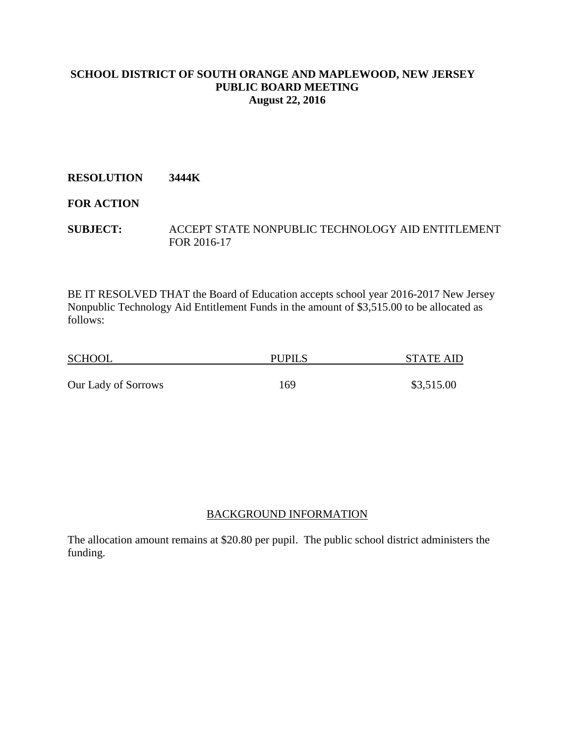**SCHOOL DISTRICT OF SOUTH ORANGE AND MAPLEWOOD, NEW JERSEY**
**PUBLIC BOARD MEETING**
**August 22, 2016**

**RESOLUTION 3444K**

**FOR ACTION**

**SUBJECT:** ACCEPT STATE NONPUBLIC TECHNOLOGY AID ENTITLEMENT FOR 2016-17

BE IT RESOLVED THAT the Board of Education accepts school year 2016-2017 New Jersey Nonpublic Technology Aid Entitlement Funds in the amount of $3,515.00 to be allocated as follows:

| SCHOOL | PUPILS | STATE AID |
|---|---|---|
| Our Lady of Sorrows | 169 | $3,515.00 |

BACKGROUND INFORMATION

The allocation amount remains at $20.80 per pupil. The public school district administers the funding.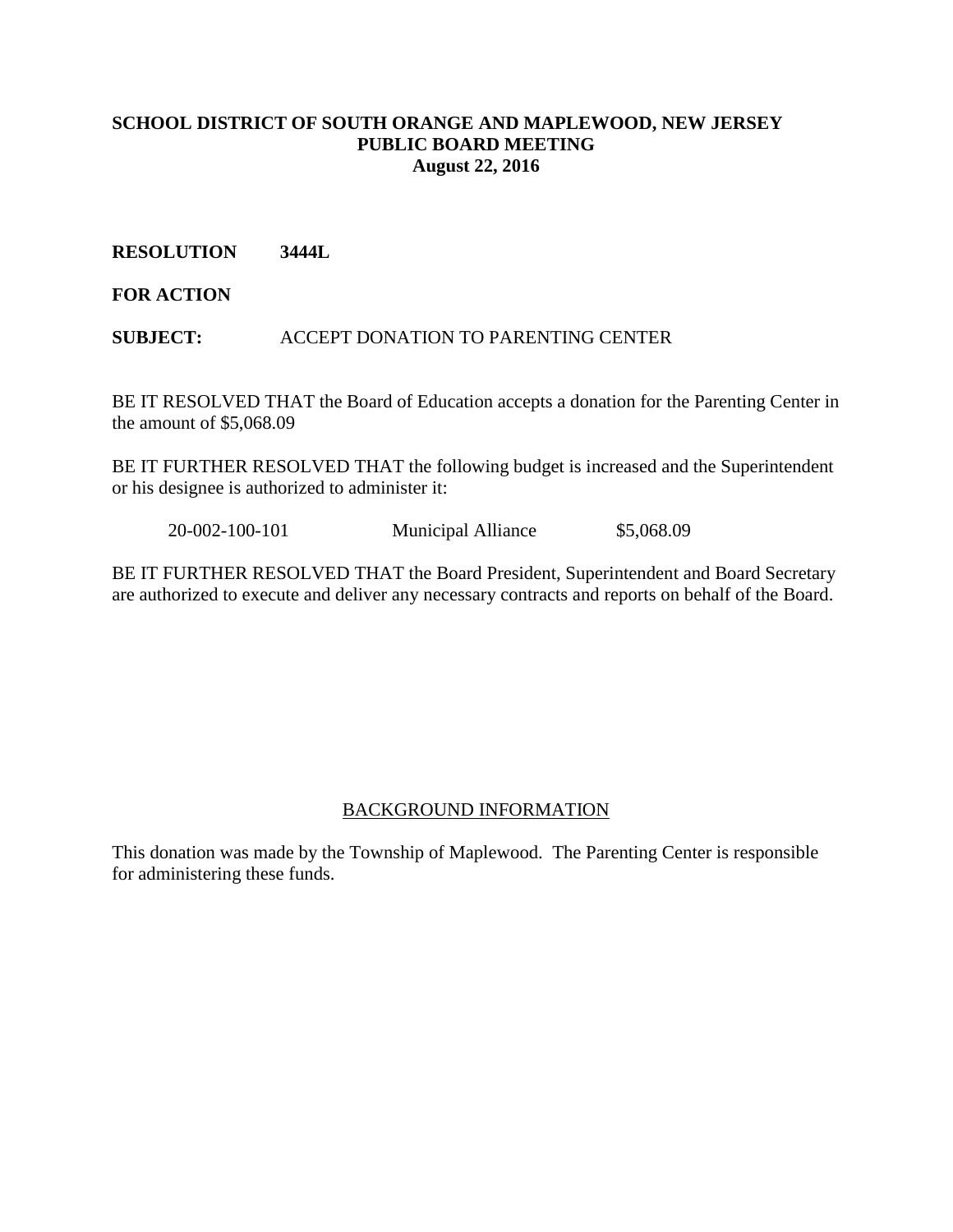**SCHOOL DISTRICT OF SOUTH ORANGE AND MAPLEWOOD, NEW JERSEY**
**PUBLIC BOARD MEETING**
**August 22, 2016**

**RESOLUTION 3444L**

**FOR ACTION**

**SUBJECT:** ACCEPT DONATION TO PARENTING CENTER

BE IT RESOLVED THAT the Board of Education accepts a donation for the Parenting Center in the amount of $5,068.09

BE IT FURTHER RESOLVED THAT the following budget is increased and the Superintendent or his designee is authorized to administer it:

| 20-002-100-101 | Municipal Alliance | $5,068.09 |
|---|---|---|

BE IT FURTHER RESOLVED THAT the Board President, Superintendent and Board Secretary are authorized to execute and deliver any necessary contracts and reports on behalf of the Board.

BACKGROUND INFORMATION

This donation was made by the Township of Maplewood. The Parenting Center is responsible for administering these funds.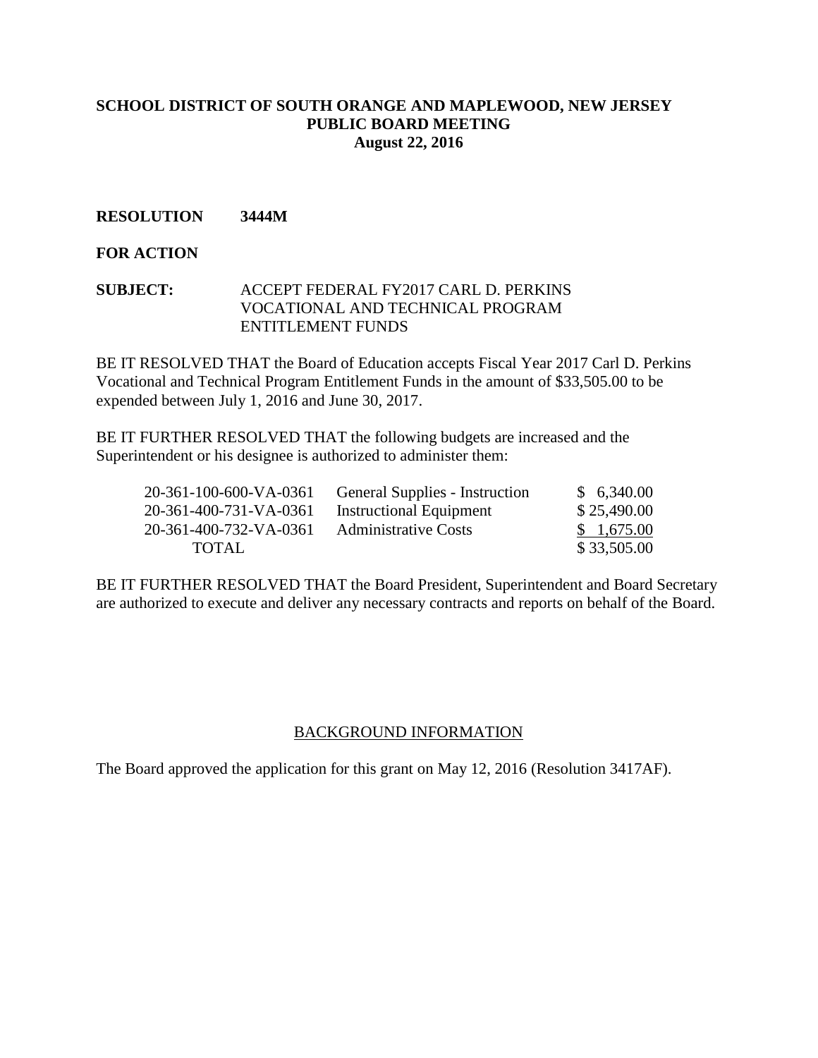**SCHOOL DISTRICT OF SOUTH ORANGE AND MAPLEWOOD, NEW JERSEY**
**PUBLIC BOARD MEETING**
**August 22, 2016**

**RESOLUTION 3444M**

**FOR ACTION**

**SUBJECT:** ACCEPT FEDERAL FY2017 CARL D. PERKINS VOCATIONAL AND TECHNICAL PROGRAM ENTITLEMENT FUNDS

BE IT RESOLVED THAT the Board of Education accepts Fiscal Year 2017 Carl D. Perkins Vocational and Technical Program Entitlement Funds in the amount of $33,505.00 to be expended between July 1, 2016 and June 30, 2017.

BE IT FURTHER RESOLVED THAT the following budgets are increased and the Superintendent or his designee is authorized to administer them:

| | | |
|---|---|---|
| 20-361-100-600-VA-0361 | General Supplies - Instruction | $ 6,340.00 |
| 20-361-400-731-VA-0361 | Instructional Equipment | $ 25,490.00 |
| 20-361-400-732-VA-0361 | Administrative Costs | $ 1,675.00 |
| TOTAL | | $ 33,505.00 |

BE IT FURTHER RESOLVED THAT the Board President, Superintendent and Board Secretary are authorized to execute and deliver any necessary contracts and reports on behalf of the Board.

BACKGROUND INFORMATION

The Board approved the application for this grant on May 12, 2016 (Resolution 3417AF).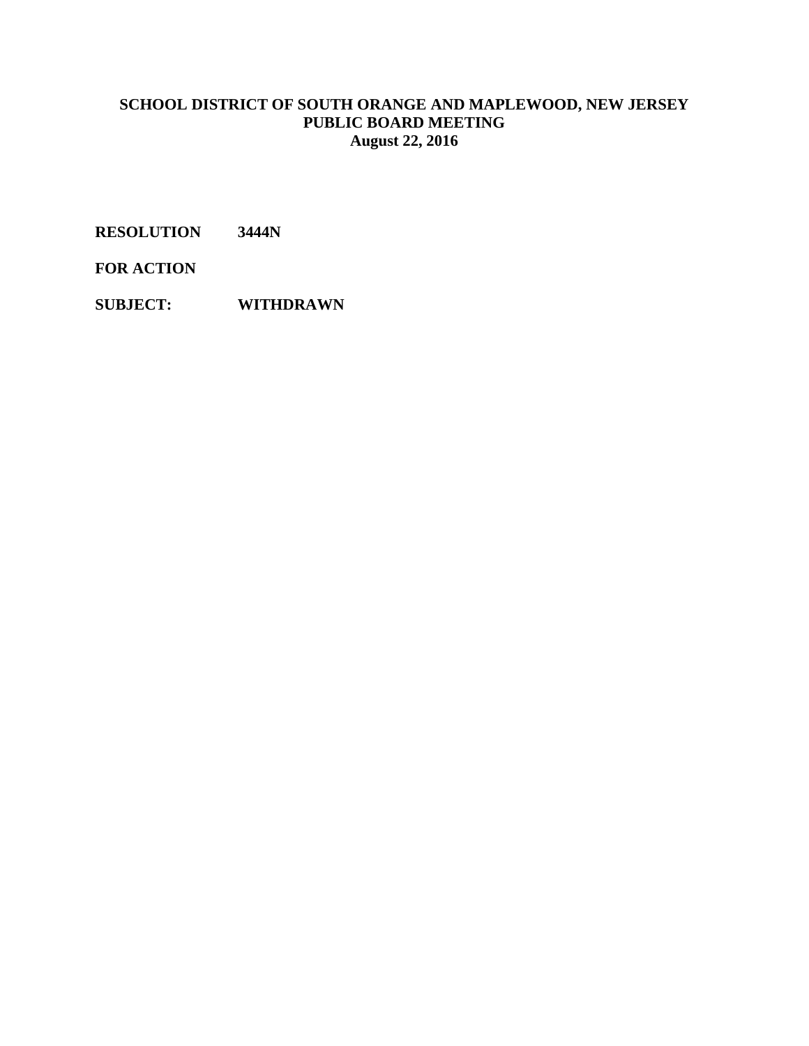**SCHOOL DISTRICT OF SOUTH ORANGE AND MAPLEWOOD, NEW JERSEY**
**PUBLIC BOARD MEETING**
**August 22, 2016**

**RESOLUTION 3444N**

**FOR ACTION**

**SUBJECT: WITHDRAWN**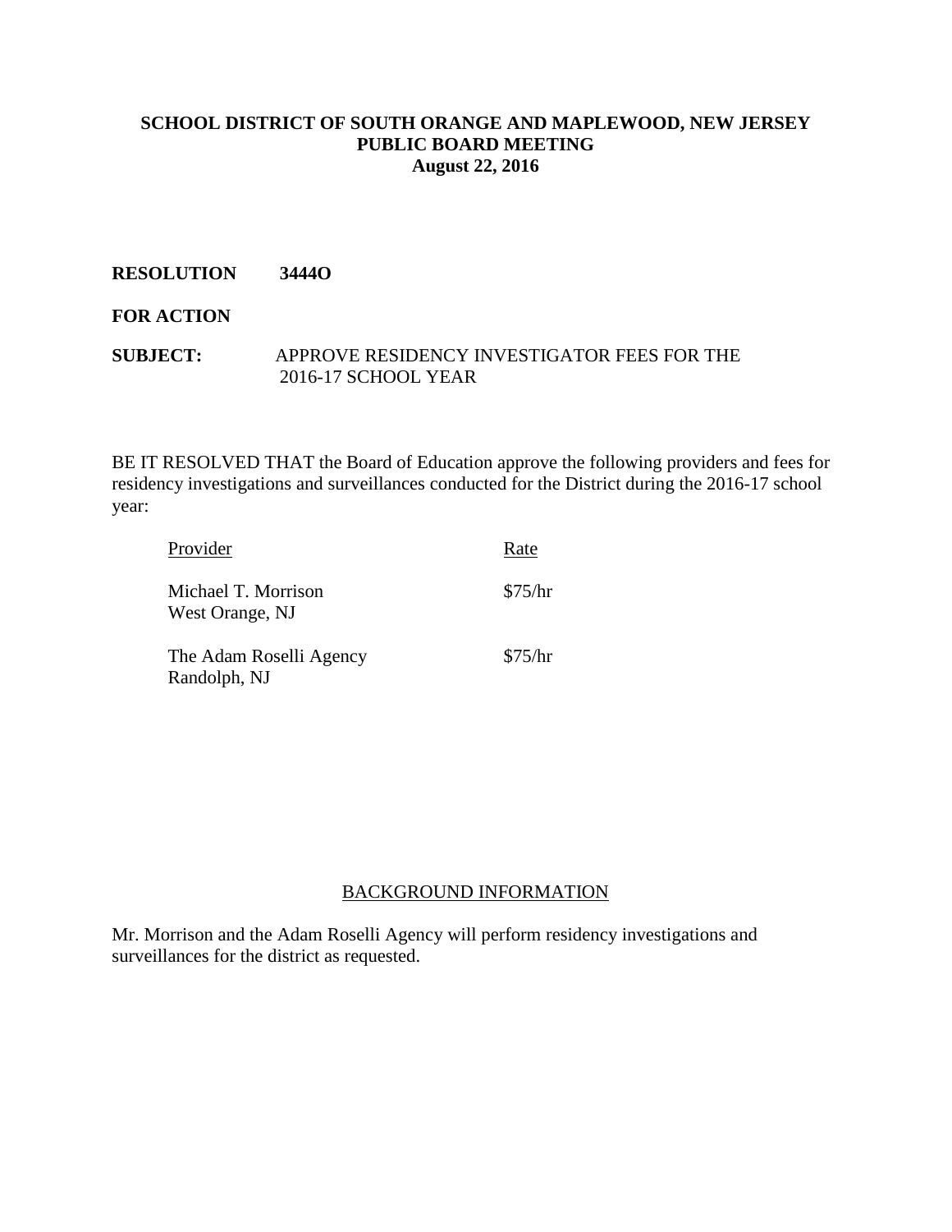**SCHOOL DISTRICT OF SOUTH ORANGE AND MAPLEWOOD, NEW JERSEY**
**PUBLIC BOARD MEETING**
**August 22, 2016**

**RESOLUTION 3444O**

**FOR ACTION**

**SUBJECT:** APPROVE RESIDENCY INVESTIGATOR FEES FOR THE 2016-17 SCHOOL YEAR

BE IT RESOLVED THAT the Board of Education approve the following providers and fees for residency investigations and surveillances conducted for the District during the 2016-17 school year:

| Provider | Rate |
|---|---|
| Michael T. Morrison<br>West Orange, NJ | $75/hr |
| The Adam Roselli Agency<br>Randolph, NJ | $75/hr |

BACKGROUND INFORMATION

Mr. Morrison and the Adam Roselli Agency will perform residency investigations and surveillances for the district as requested.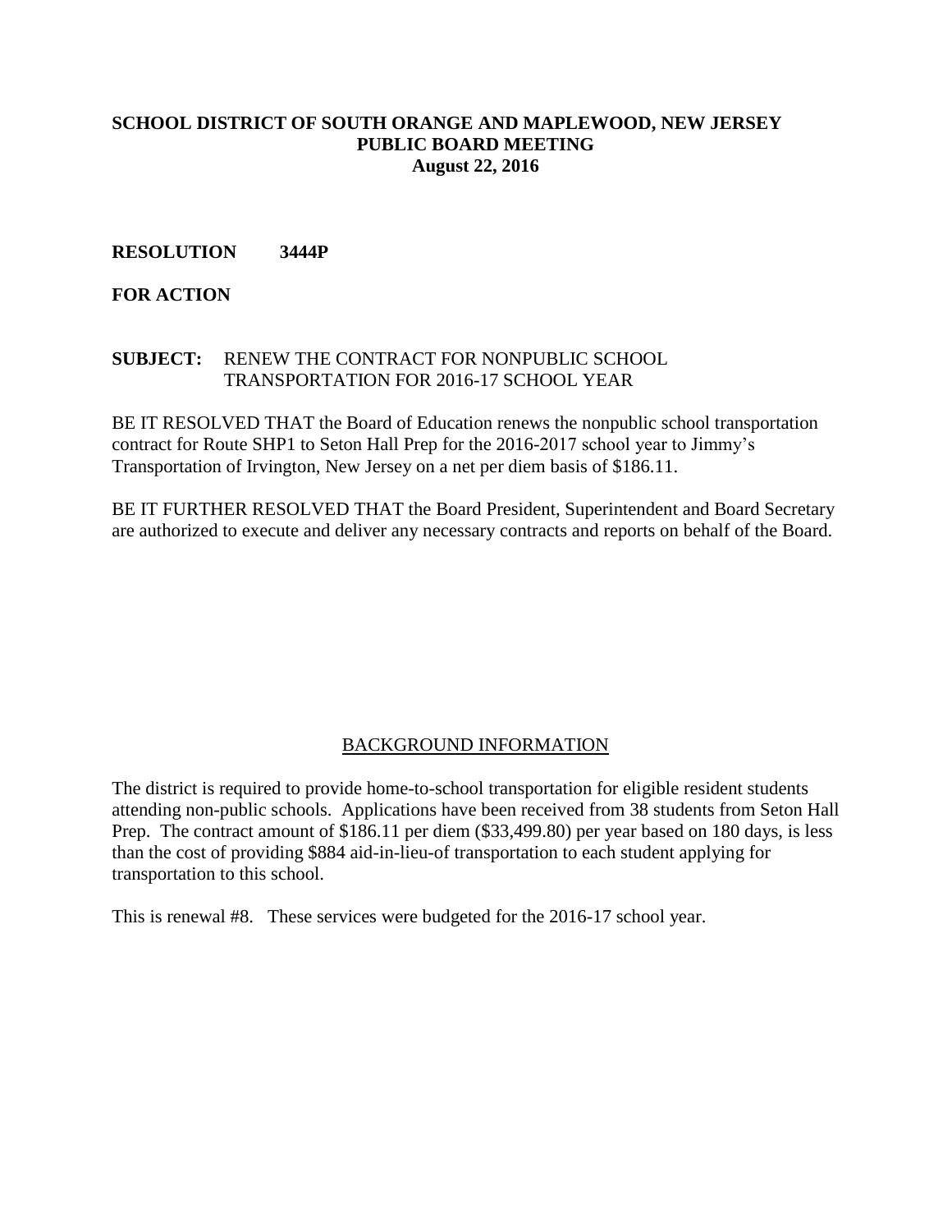**SCHOOL DISTRICT OF SOUTH ORANGE AND MAPLEWOOD, NEW JERSEY**
**PUBLIC BOARD MEETING**
**August 22, 2016**

**RESOLUTION 3444P**

**FOR ACTION**

**SUBJECT:** RENEW THE CONTRACT FOR NONPUBLIC SCHOOL TRANSPORTATION FOR 2016-17 SCHOOL YEAR

BE IT RESOLVED THAT the Board of Education renews the nonpublic school transportation contract for Route SHP1 to Seton Hall Prep for the 2016-2017 school year to Jimmy's Transportation of Irvington, New Jersey on a net per diem basis of $186.11.

BE IT FURTHER RESOLVED THAT the Board President, Superintendent and Board Secretary are authorized to execute and deliver any necessary contracts and reports on behalf of the Board.

## BACKGROUND INFORMATION

The district is required to provide home-to-school transportation for eligible resident students attending non-public schools. Applications have been received from 38 students from Seton Hall Prep. The contract amount of $186.11 per diem ($33,499.80) per year based on 180 days, is less than the cost of providing $884 aid-in-lieu-of transportation to each student applying for transportation to this school.

This is renewal #8. These services were budgeted for the 2016-17 school year.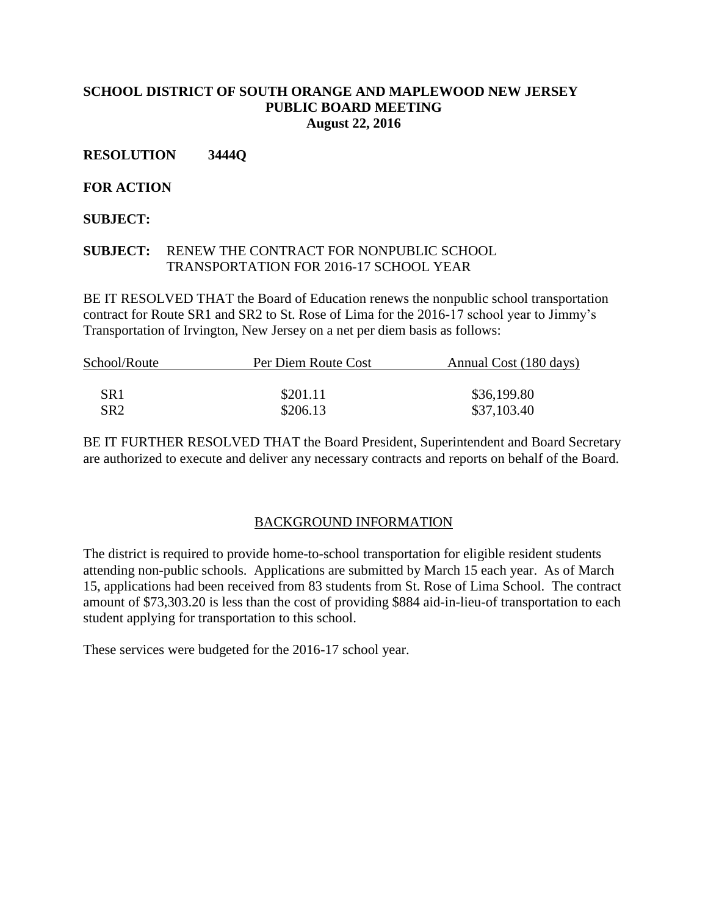**SCHOOL DISTRICT OF SOUTH ORANGE AND MAPLEWOOD NEW JERSEY**
**PUBLIC BOARD MEETING**
**August 22, 2016**

**RESOLUTION 3444Q**

**FOR ACTION**

**SUBJECT:**

**SUBJECT:** RENEW THE CONTRACT FOR NONPUBLIC SCHOOL TRANSPORTATION FOR 2016-17 SCHOOL YEAR

BE IT RESOLVED THAT the Board of Education renews the nonpublic school transportation contract for Route SR1 and SR2 to St. Rose of Lima for the 2016-17 school year to Jimmy's Transportation of Irvington, New Jersey on a net per diem basis as follows:

| School/Route | Per Diem Route Cost | Annual Cost (180 days) |
|---|---|---|
| SR1 | $201.11 | $36,199.80 |
| SR2 | $206.13 | $37,103.40 |

BE IT FURTHER RESOLVED THAT the Board President, Superintendent and Board Secretary are authorized to execute and deliver any necessary contracts and reports on behalf of the Board.

## BACKGROUND INFORMATION

The district is required to provide home-to-school transportation for eligible resident students attending non-public schools. Applications are submitted by March 15 each year. As of March 15, applications had been received from 83 students from St. Rose of Lima School. The contract amount of $73,303.20 is less than the cost of providing $884 aid-in-lieu-of transportation to each student applying for transportation to this school.

These services were budgeted for the 2016-17 school year.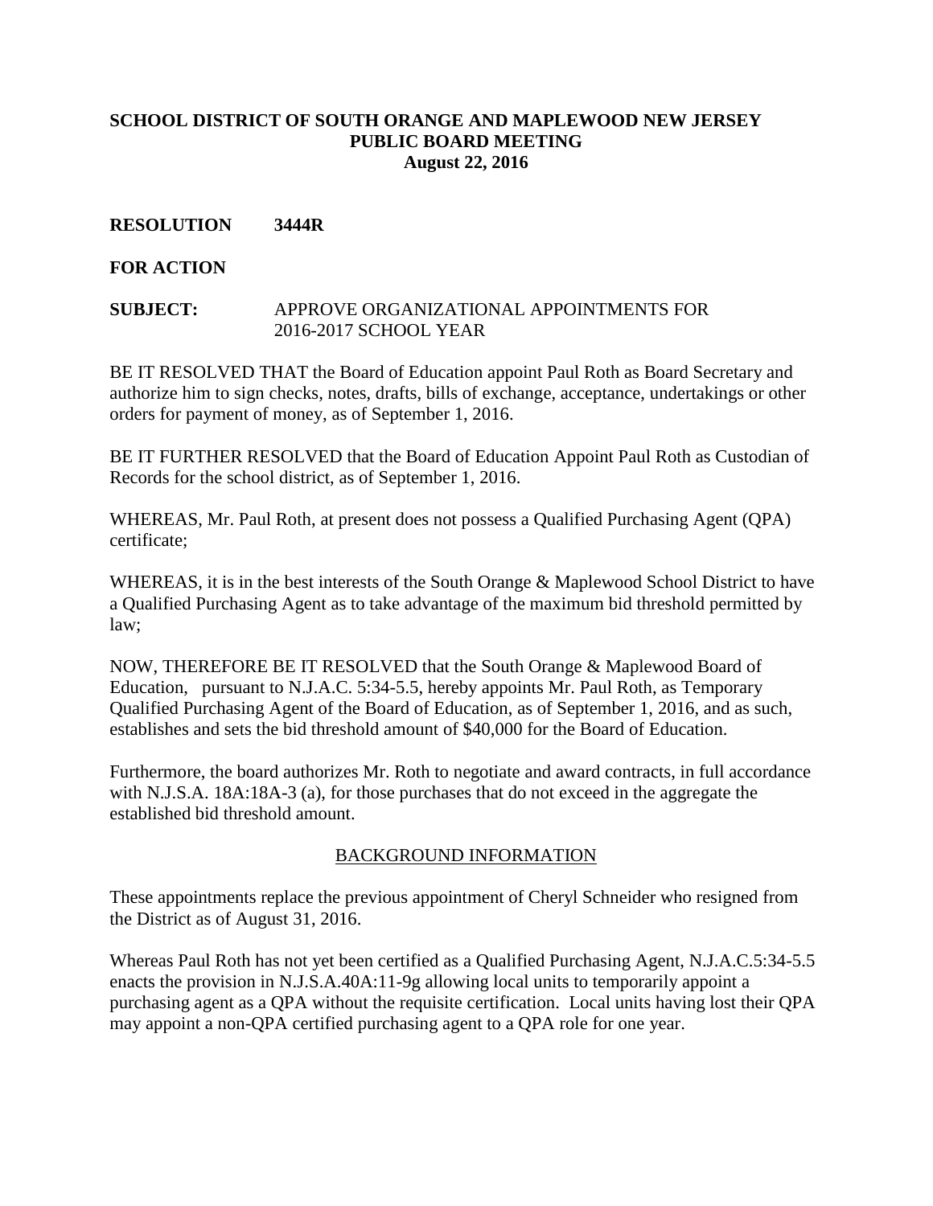**SCHOOL DISTRICT OF SOUTH ORANGE AND MAPLEWOOD NEW JERSEY**
**PUBLIC BOARD MEETING**
**August 22, 2016**

**RESOLUTION 3444R**

**FOR ACTION**

**SUBJECT:** APPROVE ORGANIZATIONAL APPOINTMENTS FOR 2016-2017 SCHOOL YEAR

BE IT RESOLVED THAT the Board of Education appoint Paul Roth as Board Secretary and authorize him to sign checks, notes, drafts, bills of exchange, acceptance, undertakings or other orders for payment of money, as of September 1, 2016.

BE IT FURTHER RESOLVED that the Board of Education Appoint Paul Roth as Custodian of Records for the school district, as of September 1, 2016.

WHEREAS, Mr. Paul Roth, at present does not possess a Qualified Purchasing Agent (QPA) certificate;

WHEREAS, it is in the best interests of the South Orange & Maplewood School District to have a Qualified Purchasing Agent as to take advantage of the maximum bid threshold permitted by law;

NOW, THEREFORE BE IT RESOLVED that the South Orange & Maplewood Board of Education, pursuant to N.J.A.C. 5:34-5.5, hereby appoints Mr. Paul Roth, as Temporary Qualified Purchasing Agent of the Board of Education, as of September 1, 2016, and as such, establishes and sets the bid threshold amount of $40,000 for the Board of Education.

Furthermore, the board authorizes Mr. Roth to negotiate and award contracts, in full accordance with N.J.S.A. 18A:18A-3 (a), for those purchases that do not exceed in the aggregate the established bid threshold amount.

<u>BACKGROUND INFORMATION</u>

These appointments replace the previous appointment of Cheryl Schneider who resigned from the District as of August 31, 2016.

Whereas Paul Roth has not yet been certified as a Qualified Purchasing Agent, N.J.A.C.5:34-5.5 enacts the provision in N.J.S.A.40A:11-9g allowing local units to temporarily appoint a purchasing agent as a QPA without the requisite certification. Local units having lost their QPA may appoint a non-QPA certified purchasing agent to a QPA role for one year.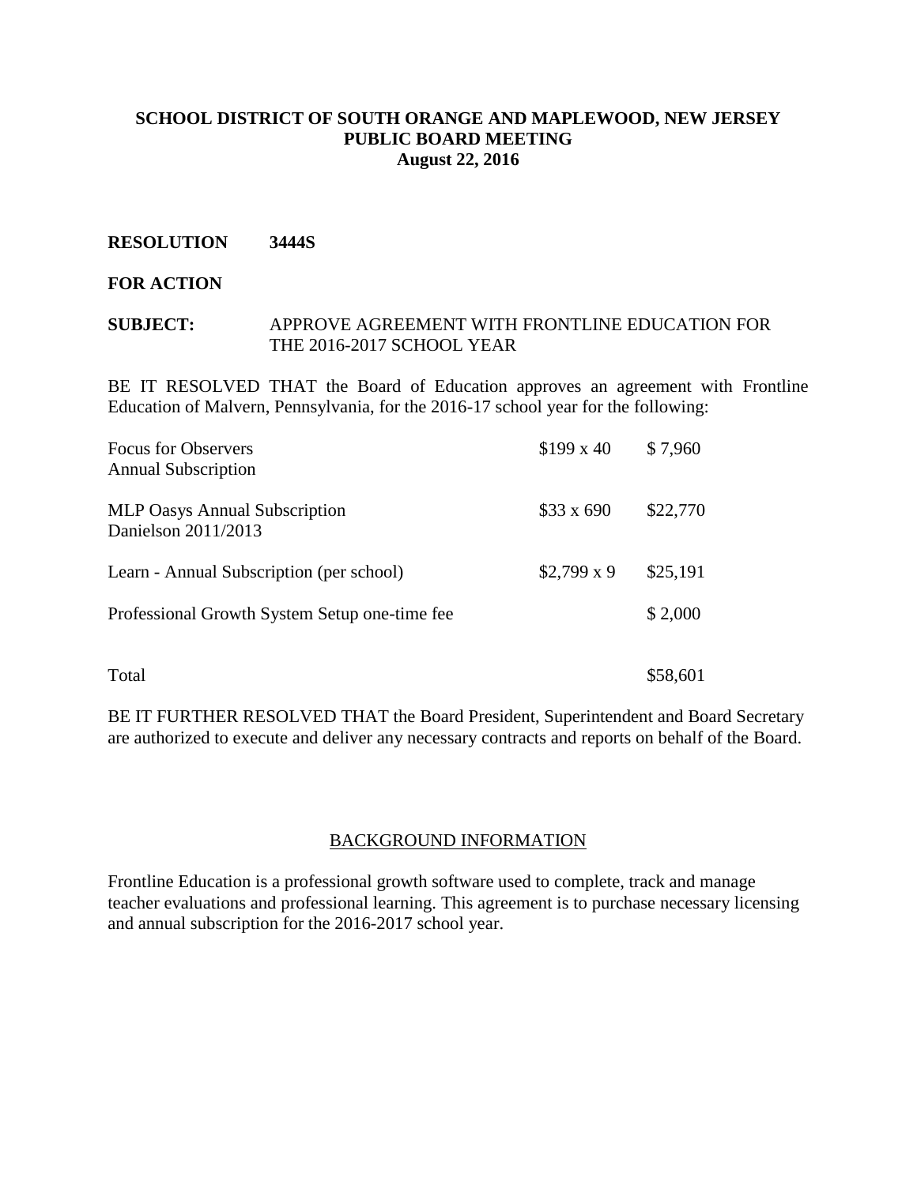**SCHOOL DISTRICT OF SOUTH ORANGE AND MAPLEWOOD, NEW JERSEY**
**PUBLIC BOARD MEETING**
**August 22, 2016**

**RESOLUTION 3444S**

**FOR ACTION**

**SUBJECT:** APPROVE AGREEMENT WITH FRONTLINE EDUCATION FOR THE 2016-2017 SCHOOL YEAR

BE IT RESOLVED THAT the Board of Education approves an agreement with Frontline Education of Malvern, Pennsylvania, for the 2016-17 school year for the following:

| | | |
|---|---|---|
| Focus for Observers<br>Annual Subscription | $199 x 40 | $ 7,960 |
| MLP Oasys Annual Subscription<br>Danielson 2011/2013 | $33 x 690 | $22,770 |
| Learn - Annual Subscription (per school) | $2,799 x 9 | $25,191 |
| Professional Growth System Setup one-time fee | | $ 2,000 |
| Total | | $58,601 |

BE IT FURTHER RESOLVED THAT the Board President, Superintendent and Board Secretary are authorized to execute and deliver any necessary contracts and reports on behalf of the Board.

BACKGROUND INFORMATION

Frontline Education is a professional growth software used to complete, track and manage teacher evaluations and professional learning. This agreement is to purchase necessary licensing and annual subscription for the 2016-2017 school year.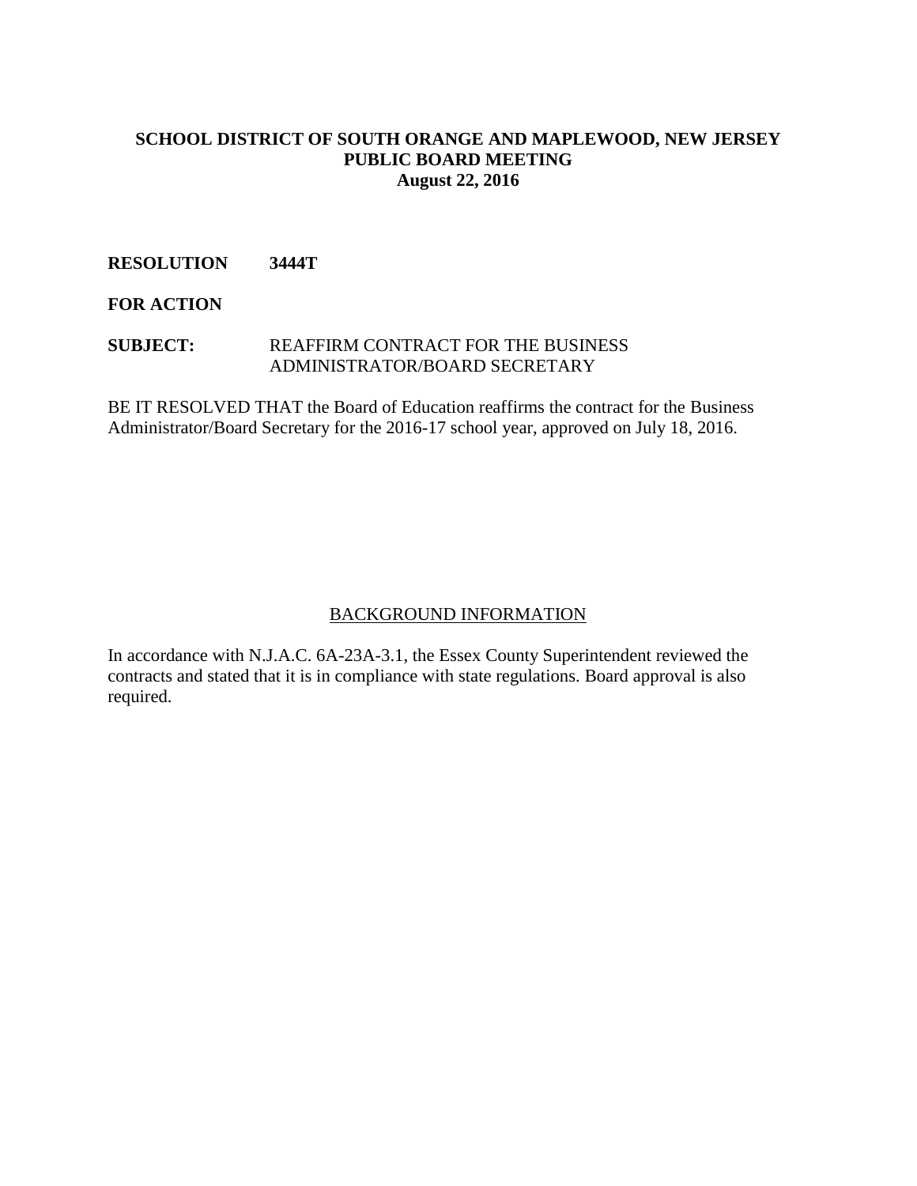**SCHOOL DISTRICT OF SOUTH ORANGE AND MAPLEWOOD, NEW JERSEY**
**PUBLIC BOARD MEETING**
**August 22, 2016**

**RESOLUTION 3444T**

**FOR ACTION**

**SUBJECT:** REAFFIRM CONTRACT FOR THE BUSINESS ADMINISTRATOR/BOARD SECRETARY

BE IT RESOLVED THAT the Board of Education reaffirms the contract for the Business Administrator/Board Secretary for the 2016-17 school year, approved on July 18, 2016.

BACKGROUND INFORMATION

In accordance with N.J.A.C. 6A-23A-3.1, the Essex County Superintendent reviewed the contracts and stated that it is in compliance with state regulations. Board approval is also required.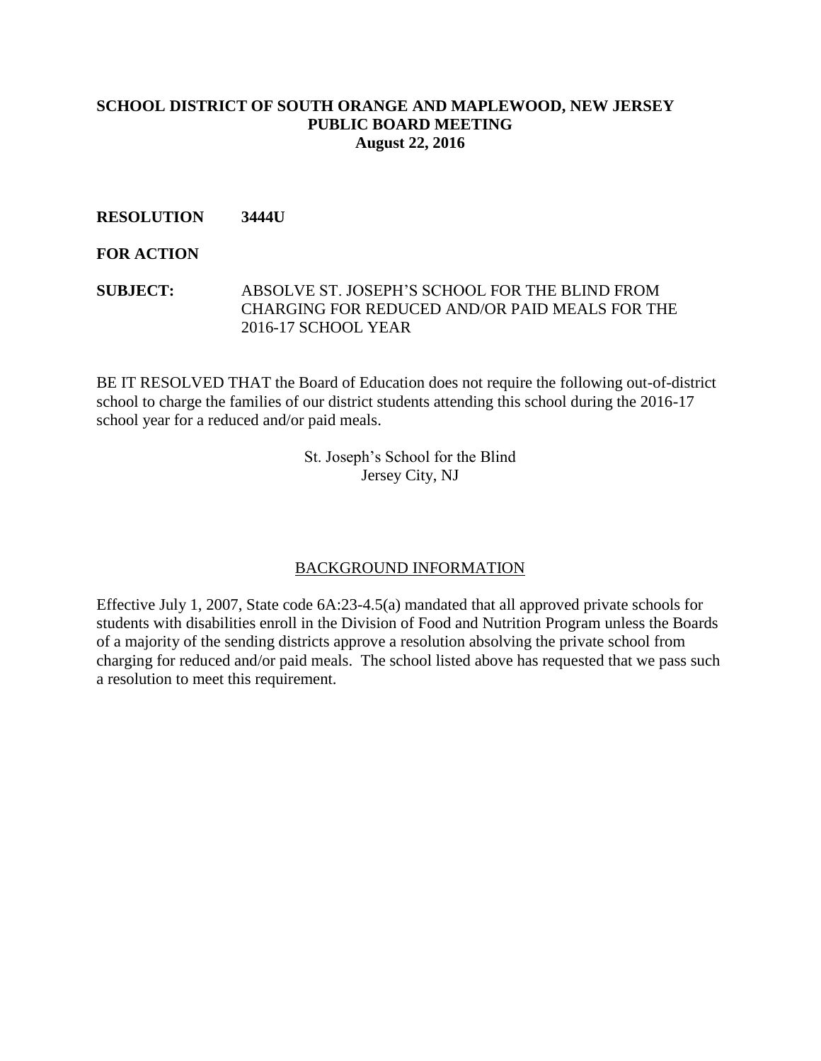**SCHOOL DISTRICT OF SOUTH ORANGE AND MAPLEWOOD, NEW JERSEY**
**PUBLIC BOARD MEETING**
**August 22, 2016**

**RESOLUTION 3444U**

**FOR ACTION**

**SUBJECT:** ABSOLVE ST. JOSEPH'S SCHOOL FOR THE BLIND FROM CHARGING FOR REDUCED AND/OR PAID MEALS FOR THE 2016-17 SCHOOL YEAR

BE IT RESOLVED THAT the Board of Education does not require the following out-of-district school to charge the families of our district students attending this school during the 2016-17 school year for a reduced and/or paid meals.

St. Joseph's School for the Blind
Jersey City, NJ

## BACKGROUND INFORMATION

Effective July 1, 2007, State code 6A:23-4.5(a) mandated that all approved private schools for students with disabilities enroll in the Division of Food and Nutrition Program unless the Boards of a majority of the sending districts approve a resolution absolving the private school from charging for reduced and/or paid meals. The school listed above has requested that we pass such a resolution to meet this requirement.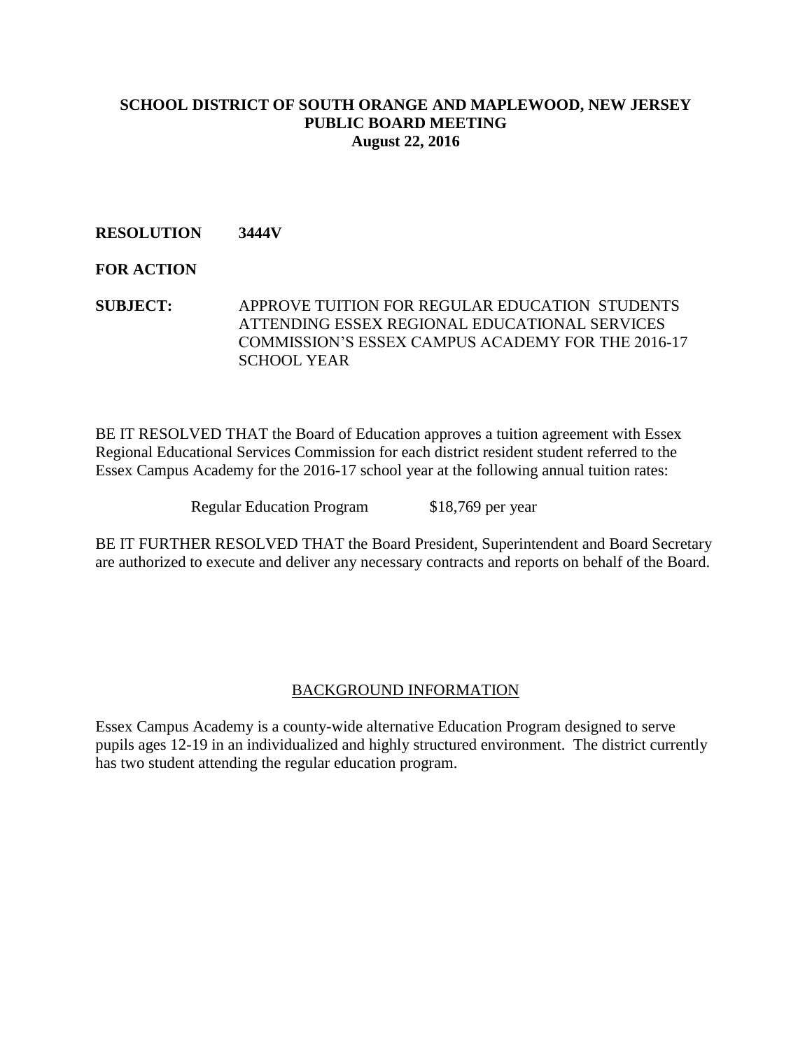**SCHOOL DISTRICT OF SOUTH ORANGE AND MAPLEWOOD, NEW JERSEY**
**PUBLIC BOARD MEETING**
**August 22, 2016**

**RESOLUTION 3444V**

**FOR ACTION**

**SUBJECT:** APPROVE TUITION FOR REGULAR EDUCATION STUDENTS ATTENDING ESSEX REGIONAL EDUCATIONAL SERVICES COMMISSION'S ESSEX CAMPUS ACADEMY FOR THE 2016-17 SCHOOL YEAR

BE IT RESOLVED THAT the Board of Education approves a tuition agreement with Essex Regional Educational Services Commission for each district resident student referred to the Essex Campus Academy for the 2016-17 school year at the following annual tuition rates:

Regular Education Program $18,769 per year

BE IT FURTHER RESOLVED THAT the Board President, Superintendent and Board Secretary are authorized to execute and deliver any necessary contracts and reports on behalf of the Board.

BACKGROUND INFORMATION

Essex Campus Academy is a county-wide alternative Education Program designed to serve pupils ages 12-19 in an individualized and highly structured environment. The district currently has two student attending the regular education program.